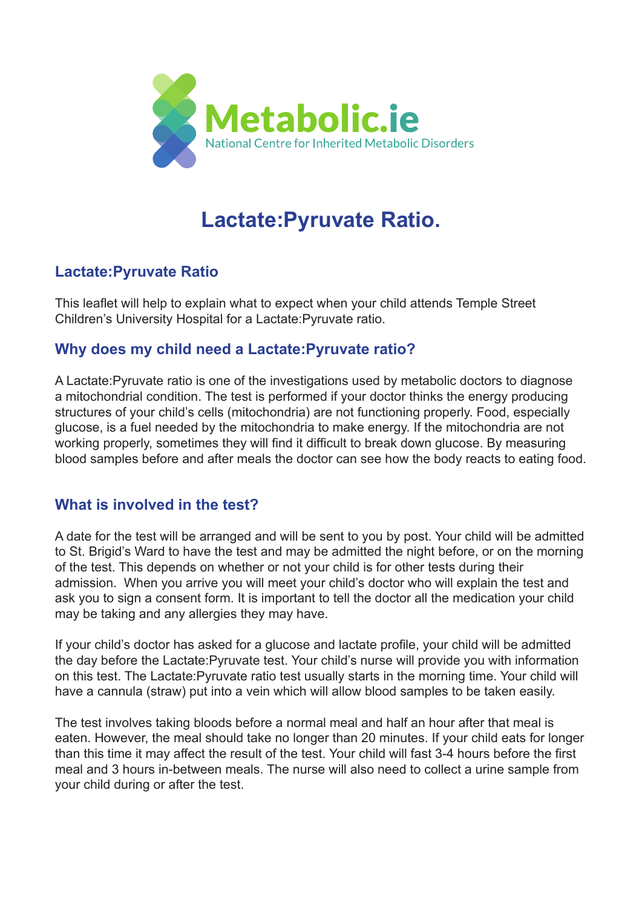Metabolic.ie
National Centre for Inherited Metabolic Disorders

# Lactate:Pyruvate Ratio.

## Lactate:Pyruvate Ratio

This leaflet will help to explain what to expect when your child attends Temple Street Children's University Hospital for a Lactate:Pyruvate ratio.

## Why does my child need a Lactate:Pyruvate ratio?

A Lactate:Pyruvate ratio is one of the investigations used by metabolic doctors to diagnose a mitochondrial condition. The test is performed if your doctor thinks the energy producing structures of your child's cells (mitochondria) are not functioning properly. Food, especially glucose, is a fuel needed by the mitochondria to make energy. If the mitochondria are not working properly, sometimes they will find it difficult to break down glucose. By measuring blood samples before and after meals the doctor can see how the body reacts to eating food.

## What is involved in the test?

A date for the test will be arranged and will be sent to you by post. Your child will be admitted to St. Brigid's Ward to have the test and may be admitted the night before, or on the morning of the test. This depends on whether or not your child is for other tests during their admission. When you arrive you will meet your child's doctor who will explain the test and ask you to sign a consent form. It is important to tell the doctor all the medication your child may be taking and any allergies they may have.

If your child's doctor has asked for a glucose and lactate profile, your child will be admitted the day before the Lactate:Pyruvate test. Your child's nurse will provide you with information on this test. The Lactate:Pyruvate ratio test usually starts in the morning time. Your child will have a cannula (straw) put into a vein which will allow blood samples to be taken easily.

The test involves taking bloods before a normal meal and half an hour after that meal is eaten. However, the meal should take no longer than 20 minutes. If your child eats for longer than this time it may affect the result of the test. Your child will fast 3-4 hours before the first meal and 3 hours in-between meals. The nurse will also need to collect a urine sample from your child during or after the test.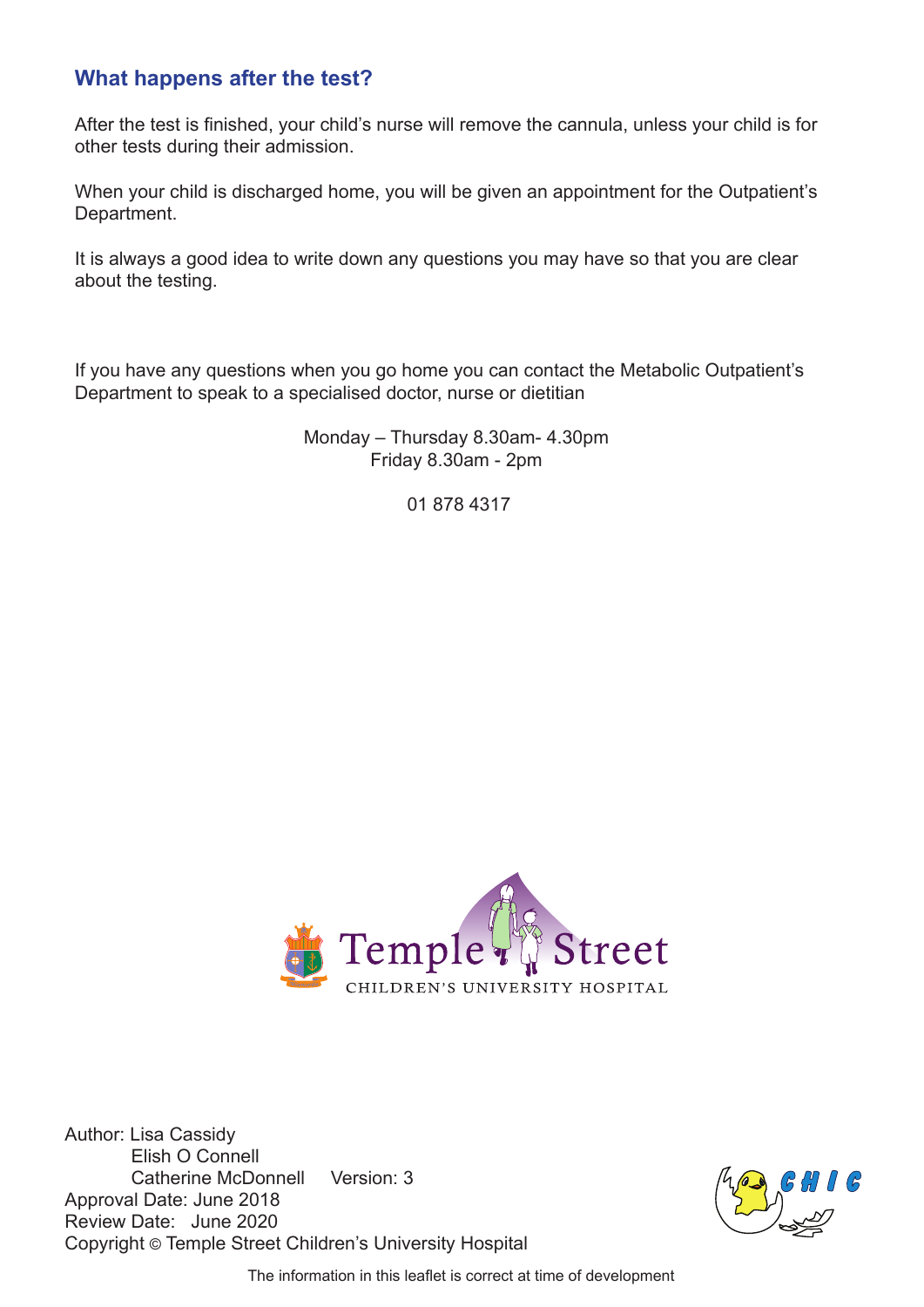## What happens after the test?

After the test is finished, your child's nurse will remove the cannula, unless your child is for other tests during their admission.

When your child is discharged home, you will be given an appointment for the Outpatient's Department.

It is always a good idea to write down any questions you may have so that you are clear about the testing.

If you have any questions when you go home you can contact the Metabolic Outpatient's Department to speak to a specialised doctor, nurse or dietitian

Monday – Thursday 8.30am- 4.30pm
Friday 8.30am - 2pm

01 878 4317

Temple Street
CHILDREN'S UNIVERSITY HOSPITAL

Author: Lisa Cassidy
Elish O Connell
Catherine McDonnell    Version: 3
Approval Date: June 2018
Review Date: June 2020
Copyright © Temple Street Children's University Hospital

CHIC

The information in this leaflet is correct at time of development